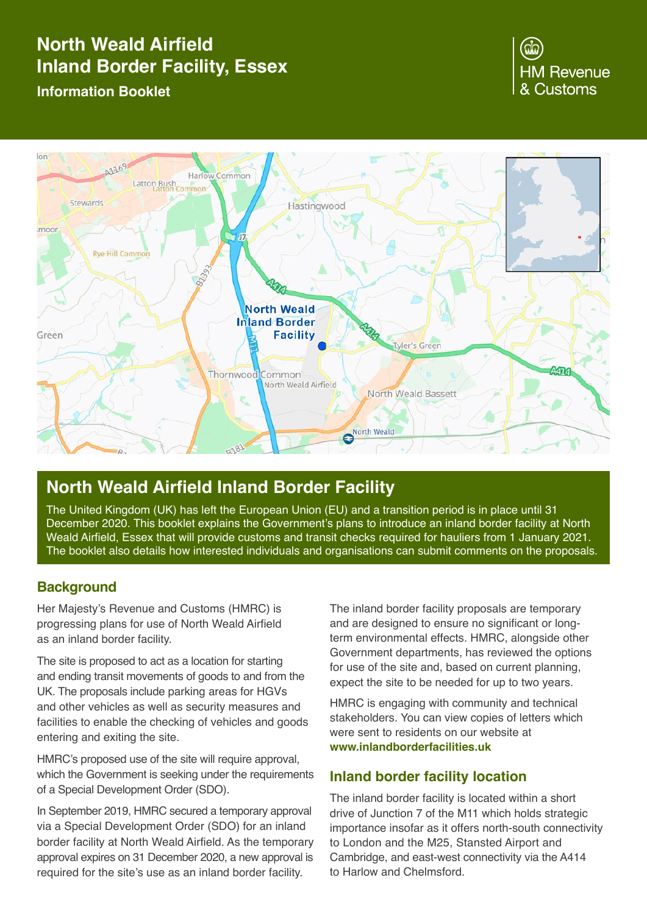# North Weald Airfield Inland Border Facility, Essex

**Information Booklet**

HM Revenue & Customs

## North Weald Airfield Inland Border Facility

The United Kingdom (UK) has left the European Union (EU) and a transition period is in place until 31 December 2020. This booklet explains the Government's plans to introduce an inland border facility at North Weald Airfield, Essex that will provide customs and transit checks required for hauliers from 1 January 2021. The booklet also details how interested individuals and organisations can submit comments on the proposals.

### Background

Her Majesty's Revenue and Customs (HMRC) is progressing plans for use of North Weald Airfield as an inland border facility.

The site is proposed to act as a location for starting and ending transit movements of goods to and from the UK. The proposals include parking areas for HGVs and other vehicles as well as security measures and facilities to enable the checking of vehicles and goods entering and exiting the site.

HMRC's proposed use of the site will require approval, which the Government is seeking under the requirements of a Special Development Order (SDO).

In September 2019, HMRC secured a temporary approval via a Special Development Order (SDO) for an inland border facility at North Weald Airfield. As the temporary approval expires on 31 December 2020, a new approval is required for the site's use as an inland border facility.

The inland border facility proposals are temporary and are designed to ensure no significant or long-term environmental effects. HMRC, alongside other Government departments, has reviewed the options for use of the site and, based on current planning, expect the site to be needed for up to two years.

HMRC is engaging with community and technical stakeholders. You can view copies of letters which were sent to residents on our website at **www.inlandborderfacilities.uk**

### Inland border facility location

The inland border facility is located within a short drive of Junction 7 of the M11 which holds strategic importance insofar as it offers north-south connectivity to London and the M25, Stansted Airport and Cambridge, and east-west connectivity via the A414 to Harlow and Chelmsford.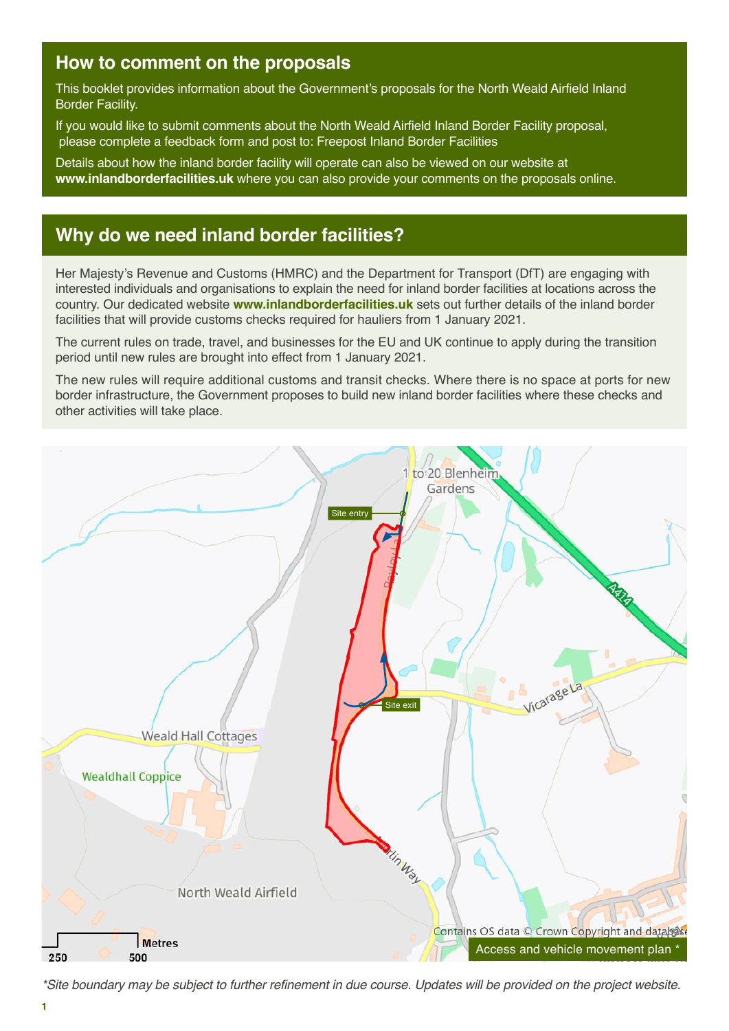## How to comment on the proposals

This booklet provides information about the Government's proposals for the North Weald Airfield Inland Border Facility.

If you would like to submit comments about the North Weald Airfield Inland Border Facility proposal, please complete a feedback form and post to: Freepost Inland Border Facilities

Details about how the inland border facility will operate can also be viewed on our website at **www.inlandborderfacilities.uk** where you can also provide your comments on the proposals online.

## Why do we need inland border facilities?

Her Majesty's Revenue and Customs (HMRC) and the Department for Transport (DfT) are engaging with interested individuals and organisations to explain the need for inland border facilities at locations across the country. Our dedicated website **www.inlandborderfacilities.uk** sets out further details of the inland border facilities that will provide customs checks required for hauliers from 1 January 2021.

The current rules on trade, travel, and businesses for the EU and UK continue to apply during the transition period until new rules are brought into effect from 1 January 2021.

The new rules will require additional customs and transit checks. Where there is no space at ports for new border infrastructure, the Government proposes to build new inland border facilities where these checks and other activities will take place.

Access and vehicle movement plan *

*Site boundary may be subject to further refinement in due course. Updates will be provided on the project website.*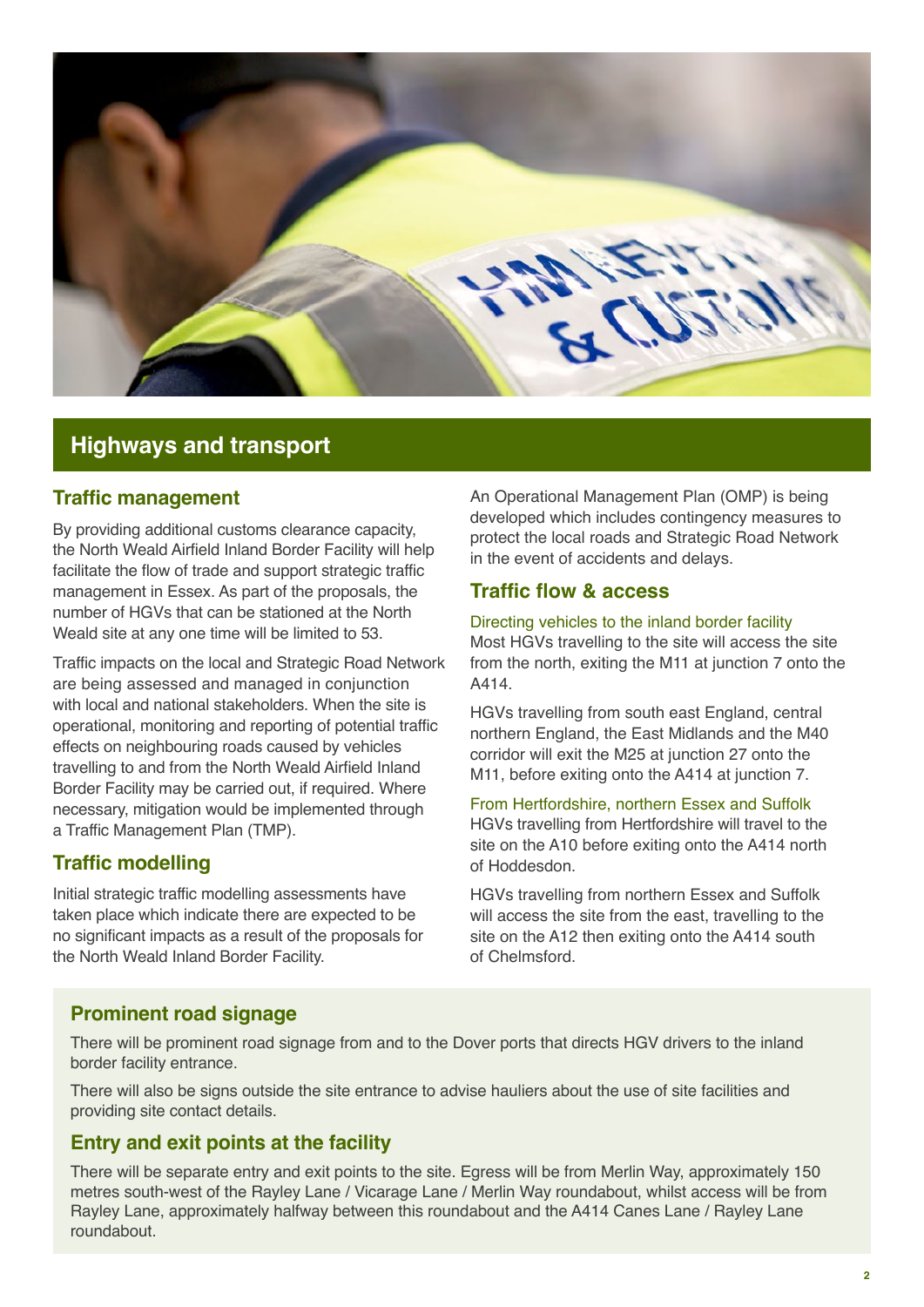## Highways and transport

### Traffic management

By providing additional customs clearance capacity, the North Weald Airfield Inland Border Facility will help facilitate the flow of trade and support strategic traffic management in Essex. As part of the proposals, the number of HGVs that can be stationed at the North Weald site at any one time will be limited to 53.

Traffic impacts on the local and Strategic Road Network are being assessed and managed in conjunction with local and national stakeholders. When the site is operational, monitoring and reporting of potential traffic effects on neighbouring roads caused by vehicles travelling to and from the North Weald Airfield Inland Border Facility may be carried out, if required. Where necessary, mitigation would be implemented through a Traffic Management Plan (TMP).

### Traffic modelling

Initial strategic traffic modelling assessments have taken place which indicate there are expected to be no significant impacts as a result of the proposals for the North Weald Inland Border Facility.

An Operational Management Plan (OMP) is being developed which includes contingency measures to protect the local roads and Strategic Road Network in the event of accidents and delays.

### Traffic flow & access

#### Directing vehicles to the inland border facility

Most HGVs travelling to the site will access the site from the north, exiting the M11 at junction 7 onto the A414.

HGVs travelling from south east England, central northern England, the East Midlands and the M40 corridor will exit the M25 at junction 27 onto the M11, before exiting onto the A414 at junction 7.

#### From Hertfordshire, northern Essex and Suffolk

HGVs travelling from Hertfordshire will travel to the site on the A10 before exiting onto the A414 north of Hoddesdon.

HGVs travelling from northern Essex and Suffolk will access the site from the east, travelling to the site on the A12 then exiting onto the A414 south of Chelmsford.

### Prominent road signage

There will be prominent road signage from and to the Dover ports that directs HGV drivers to the inland border facility entrance.

There will also be signs outside the site entrance to advise hauliers about the use of site facilities and providing site contact details.

### Entry and exit points at the facility

There will be separate entry and exit points to the site. Egress will be from Merlin Way, approximately 150 metres south-west of the Rayley Lane / Vicarage Lane / Merlin Way roundabout, whilst access will be from Rayley Lane, approximately halfway between this roundabout and the A414 Canes Lane / Rayley Lane roundabout.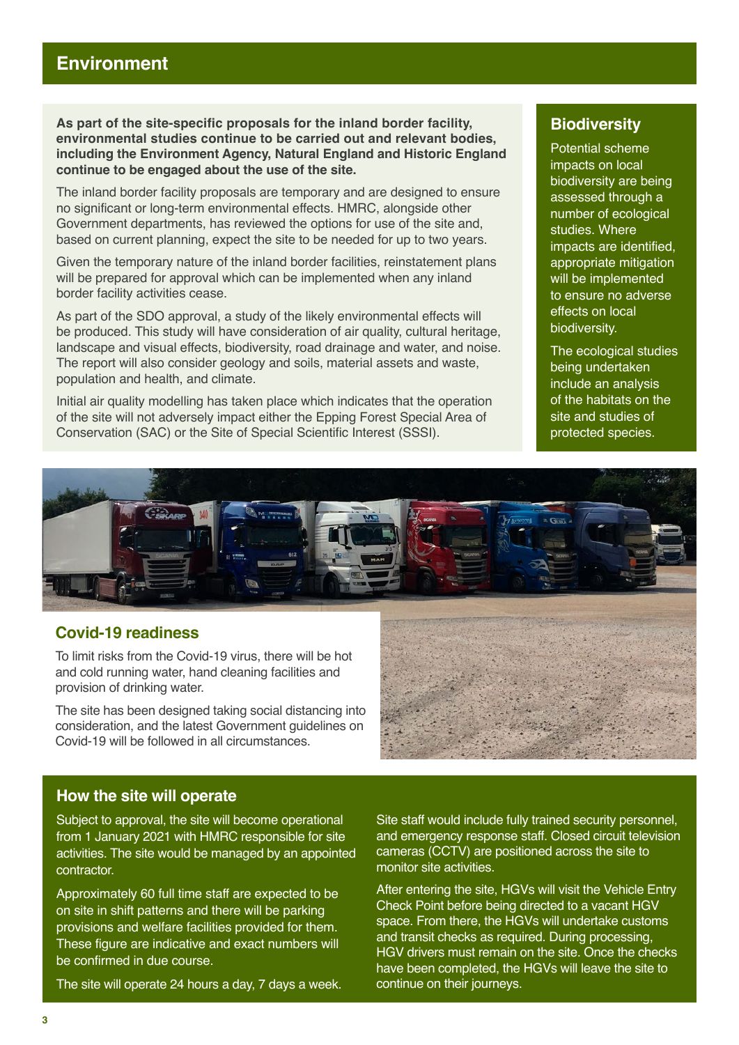## Environment

**As part of the site-specific proposals for the inland border facility, environmental studies continue to be carried out and relevant bodies, including the Environment Agency, Natural England and Historic England continue to be engaged about the use of the site.**

The inland border facility proposals are temporary and are designed to ensure no significant or long-term environmental effects. HMRC, alongside other Government departments, has reviewed the options for use of the site and, based on current planning, expect the site to be needed for up to two years.

Given the temporary nature of the inland border facilities, reinstatement plans will be prepared for approval which can be implemented when any inland border facility activities cease.

As part of the SDO approval, a study of the likely environmental effects will be produced. This study will have consideration of air quality, cultural heritage, landscape and visual effects, biodiversity, road drainage and water, and noise. The report will also consider geology and soils, material assets and waste, population and health, and climate.

Initial air quality modelling has taken place which indicates that the operation of the site will not adversely impact either the Epping Forest Special Area of Conservation (SAC) or the Site of Special Scientific Interest (SSSI).

### Biodiversity

Potential scheme impacts on local biodiversity are being assessed through a number of ecological studies. Where impacts are identified, appropriate mitigation will be implemented to ensure no adverse effects on local biodiversity.

The ecological studies being undertaken include an analysis of the habitats on the site and studies of protected species.

### Covid-19 readiness

To limit risks from the Covid-19 virus, there will be hot and cold running water, hand cleaning facilities and provision of drinking water.

The site has been designed taking social distancing into consideration, and the latest Government guidelines on Covid-19 will be followed in all circumstances.

### How the site will operate

Subject to approval, the site will become operational from 1 January 2021 with HMRC responsible for site activities. The site would be managed by an appointed contractor.

Approximately 60 full time staff are expected to be on site in shift patterns and there will be parking provisions and welfare facilities provided for them. These figure are indicative and exact numbers will be confirmed in due course.

The site will operate 24 hours a day, 7 days a week.

Site staff would include fully trained security personnel, and emergency response staff. Closed circuit television cameras (CCTV) are positioned across the site to monitor site activities.

After entering the site, HGVs will visit the Vehicle Entry Check Point before being directed to a vacant HGV space. From there, the HGVs will undertake customs and transit checks as required. During processing, HGV drivers must remain on the site. Once the checks have been completed, the HGVs will leave the site to continue on their journeys.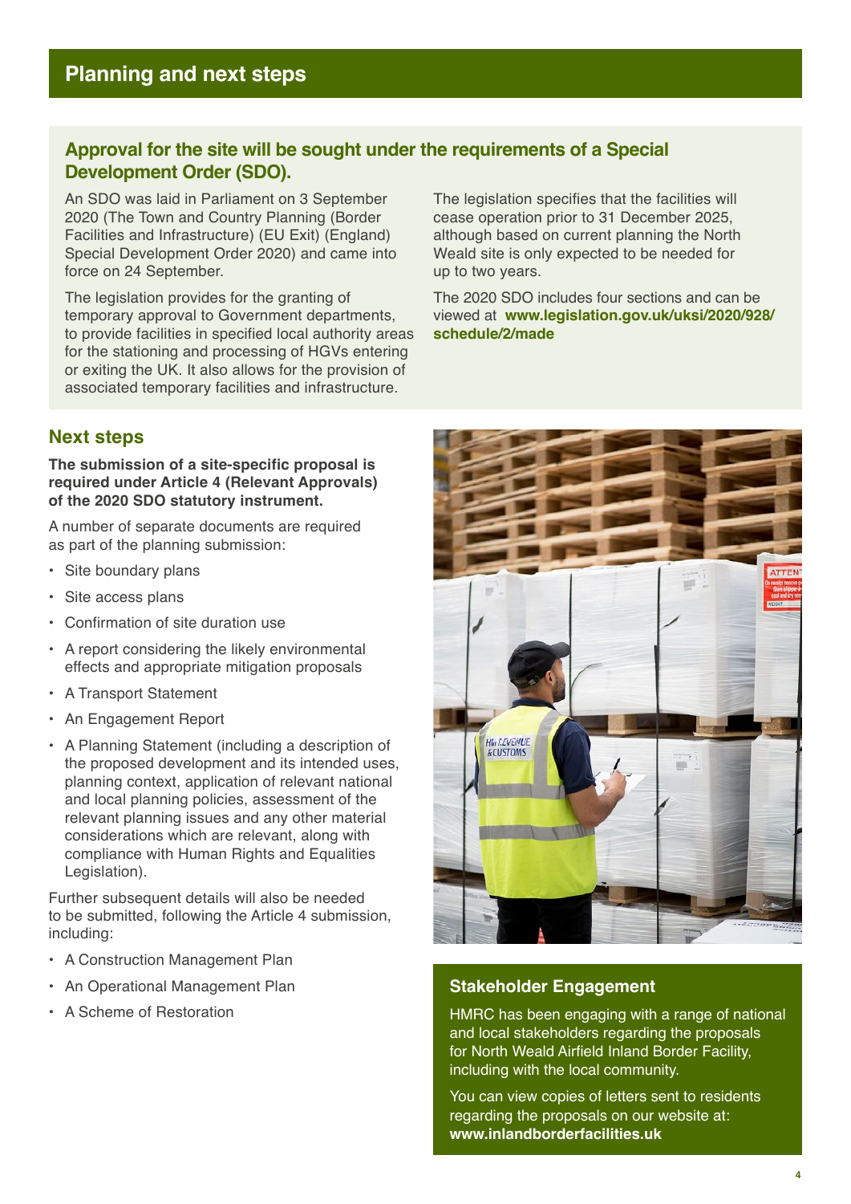## Planning and next steps

### Approval for the site will be sought under the requirements of a Special Development Order (SDO).

An SDO was laid in Parliament on 3 September 2020 (The Town and Country Planning (Border Facilities and Infrastructure) (EU Exit) (England) Special Development Order 2020) and came into force on 24 September.

The legislation provides for the granting of temporary approval to Government departments, to provide facilities in specified local authority areas for the stationing and processing of HGVs entering or exiting the UK. It also allows for the provision of associated temporary facilities and infrastructure.

The legislation specifies that the facilities will cease operation prior to 31 December 2025, although based on current planning the North Weald site is only expected to be needed for up to two years.

The 2020 SDO includes four sections and can be viewed at **www.legislation.gov.uk/uksi/2020/928/schedule/2/made**

### Next steps

**The submission of a site-specific proposal is required under Article 4 (Relevant Approvals) of the 2020 SDO statutory instrument.**

A number of separate documents are required as part of the planning submission:

- Site boundary plans
- Site access plans
- Confirmation of site duration use
- A report considering the likely environmental effects and appropriate mitigation proposals
- A Transport Statement
- An Engagement Report
- A Planning Statement (including a description of the proposed development and its intended uses, planning context, application of relevant national and local planning policies, assessment of the relevant planning issues and any other material considerations which are relevant, along with compliance with Human Rights and Equalities Legislation).

Further subsequent details will also be needed to be submitted, following the Article 4 submission, including:

- A Construction Management Plan
- An Operational Management Plan
- A Scheme of Restoration

### Stakeholder Engagement

HMRC has been engaging with a range of national and local stakeholders regarding the proposals for North Weald Airfield Inland Border Facility, including with the local community.

You can view copies of letters sent to residents regarding the proposals on our website at: **www.inlandborderfacilities.uk**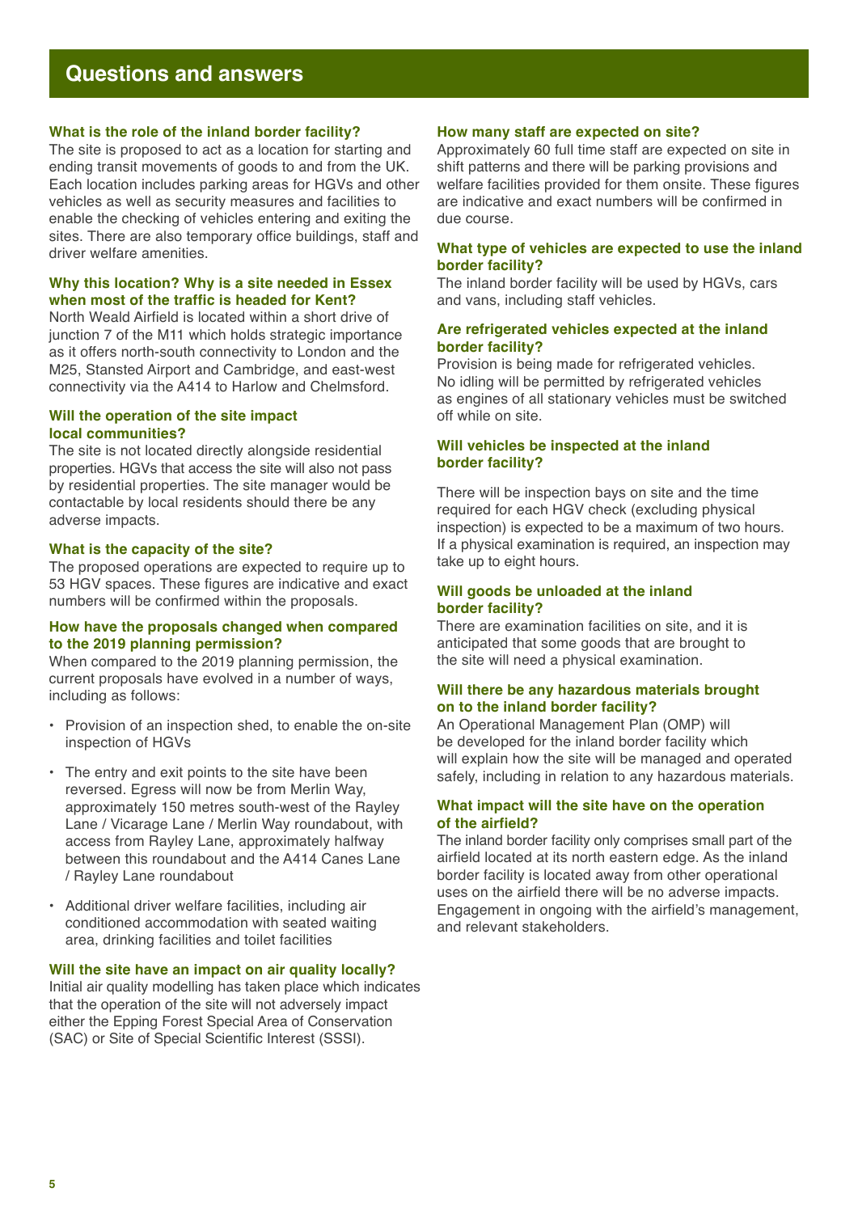# Questions and answers

### What is the role of the inland border facility?

The site is proposed to act as a location for starting and ending transit movements of goods to and from the UK. Each location includes parking areas for HGVs and other vehicles as well as security measures and facilities to enable the checking of vehicles entering and exiting the sites. There are also temporary office buildings, staff and driver welfare amenities.

### Why this location? Why is a site needed in Essex when most of the traffic is headed for Kent?

North Weald Airfield is located within a short drive of junction 7 of the M11 which holds strategic importance as it offers north-south connectivity to London and the M25, Stansted Airport and Cambridge, and east-west connectivity via the A414 to Harlow and Chelmsford.

### Will the operation of the site impact local communities?

The site is not located directly alongside residential properties. HGVs that access the site will also not pass by residential properties. The site manager would be contactable by local residents should there be any adverse impacts.

### What is the capacity of the site?

The proposed operations are expected to require up to 53 HGV spaces. These figures are indicative and exact numbers will be confirmed within the proposals.

### How have the proposals changed when compared to the 2019 planning permission?

When compared to the 2019 planning permission, the current proposals have evolved in a number of ways, including as follows:

- Provision of an inspection shed, to enable the on-site inspection of HGVs
- The entry and exit points to the site have been reversed. Egress will now be from Merlin Way, approximately 150 metres south-west of the Rayley Lane / Vicarage Lane / Merlin Way roundabout, with access from Rayley Lane, approximately halfway between this roundabout and the A414 Canes Lane / Rayley Lane roundabout
- Additional driver welfare facilities, including air conditioned accommodation with seated waiting area, drinking facilities and toilet facilities

### Will the site have an impact on air quality locally?

Initial air quality modelling has taken place which indicates that the operation of the site will not adversely impact either the Epping Forest Special Area of Conservation (SAC) or Site of Special Scientific Interest (SSSI).

### How many staff are expected on site?

Approximately 60 full time staff are expected on site in shift patterns and there will be parking provisions and welfare facilities provided for them onsite. These figures are indicative and exact numbers will be confirmed in due course.

### What type of vehicles are expected to use the inland border facility?

The inland border facility will be used by HGVs, cars and vans, including staff vehicles.

### Are refrigerated vehicles expected at the inland border facility?

Provision is being made for refrigerated vehicles. No idling will be permitted by refrigerated vehicles as engines of all stationary vehicles must be switched off while on site.

### Will vehicles be inspected at the inland border facility?

There will be inspection bays on site and the time required for each HGV check (excluding physical inspection) is expected to be a maximum of two hours. If a physical examination is required, an inspection may take up to eight hours.

### Will goods be unloaded at the inland border facility?

There are examination facilities on site, and it is anticipated that some goods that are brought to the site will need a physical examination.

### Will there be any hazardous materials brought on to the inland border facility?

An Operational Management Plan (OMP) will be developed for the inland border facility which will explain how the site will be managed and operated safely, including in relation to any hazardous materials.

### What impact will the site have on the operation of the airfield?

The inland border facility only comprises small part of the airfield located at its north eastern edge. As the inland border facility is located away from other operational uses on the airfield there will be no adverse impacts. Engagement in ongoing with the airfield's management, and relevant stakeholders.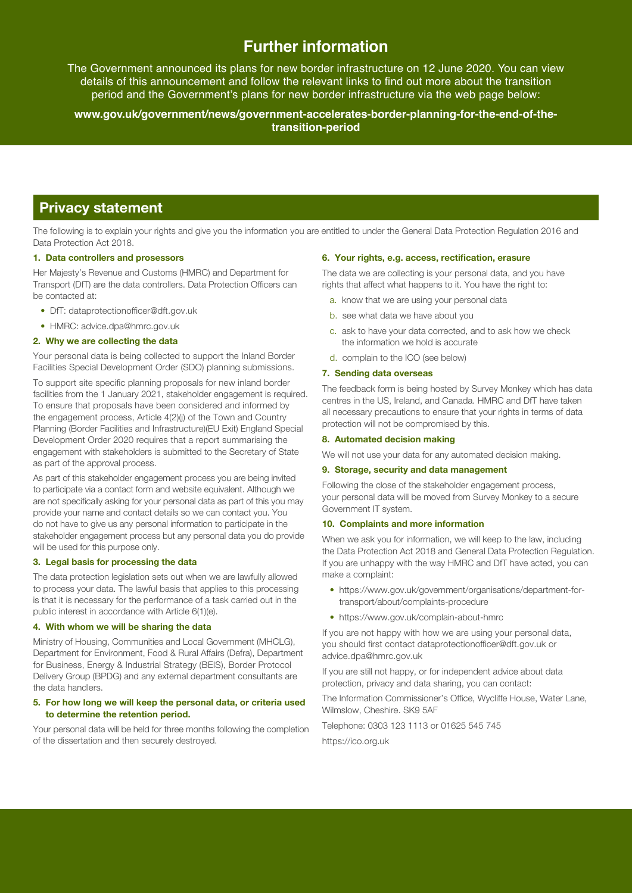# Further information

The Government announced its plans for new border infrastructure on 12 June 2020. You can view details of this announcement and follow the relevant links to find out more about the transition period and the Government's plans for new border infrastructure via the web page below:

**www.gov.uk/government/news/government-accelerates-border-planning-for-the-end-of-the-transition-period**

## Privacy statement

The following is to explain your rights and give you the information you are entitled to under the General Data Protection Regulation 2016 and Data Protection Act 2018.

### 1. Data controllers and prosessors

Her Majesty's Revenue and Customs (HMRC) and Department for Transport (DfT) are the data controllers. Data Protection Officers can be contacted at:

- DfT: dataprotectionofficer@dft.gov.uk
- HMRC: advice.dpa@hmrc.gov.uk

### 2. Why we are collecting the data

Your personal data is being collected to support the Inland Border Facilities Special Development Order (SDO) planning submissions.

To support site specific planning proposals for new inland border facilities from the 1 January 2021, stakeholder engagement is required. To ensure that proposals have been considered and informed by the engagement process, Article 4(2)(j) of the Town and Country Planning (Border Facilities and Infrastructure)(EU Exit) England Special Development Order 2020 requires that a report summarising the engagement with stakeholders is submitted to the Secretary of State as part of the approval process.

As part of this stakeholder engagement process you are being invited to participate via a contact form and website equivalent. Although we are not specifically asking for your personal data as part of this you may provide your name and contact details so we can contact you. You do not have to give us any personal information to participate in the stakeholder engagement process but any personal data you do provide will be used for this purpose only.

### 3. Legal basis for processing the data

The data protection legislation sets out when we are lawfully allowed to process your data. The lawful basis that applies to this processing is that it is necessary for the performance of a task carried out in the public interest in accordance with Article 6(1)(e).

### 4. With whom we will be sharing the data

Ministry of Housing, Communities and Local Government (MHCLG), Department for Environment, Food & Rural Affairs (Defra), Department for Business, Energy & Industrial Strategy (BEIS), Border Protocol Delivery Group (BPDG) and any external department consultants are the data handlers.

### 5. For how long we will keep the personal data, or criteria used to determine the retention period.

Your personal data will be held for three months following the completion of the dissertation and then securely destroyed.

### 6. Your rights, e.g. access, rectification, erasure

The data we are collecting is your personal data, and you have rights that affect what happens to it. You have the right to:

a. know that we are using your personal data
b. see what data we have about you
c. ask to have your data corrected, and to ask how we check the information we hold is accurate
d. complain to the ICO (see below)

### 7. Sending data overseas

The feedback form is being hosted by Survey Monkey which has data centres in the US, Ireland, and Canada. HMRC and DfT have taken all necessary precautions to ensure that your rights in terms of data protection will not be compromised by this.

### 8. Automated decision making

We will not use your data for any automated decision making.

### 9. Storage, security and data management

Following the close of the stakeholder engagement process, your personal data will be moved from Survey Monkey to a secure Government IT system.

### 10. Complaints and more information

When we ask you for information, we will keep to the law, including the Data Protection Act 2018 and General Data Protection Regulation. If you are unhappy with the way HMRC and DfT have acted, you can make a complaint:

- https://www.gov.uk/government/organisations/department-for-transport/about/complaints-procedure
- https://www.gov.uk/complain-about-hmrc

If you are not happy with how we are using your personal data, you should first contact dataprotectionofficer@dft.gov.uk or advice.dpa@hmrc.gov.uk

If you are still not happy, or for independent advice about data protection, privacy and data sharing, you can contact:

The Information Commissioner's Office, Wycliffe House, Water Lane, Wilmslow, Cheshire. SK9 5AF

Telephone: 0303 123 1113 or 01625 545 745

https://ico.org.uk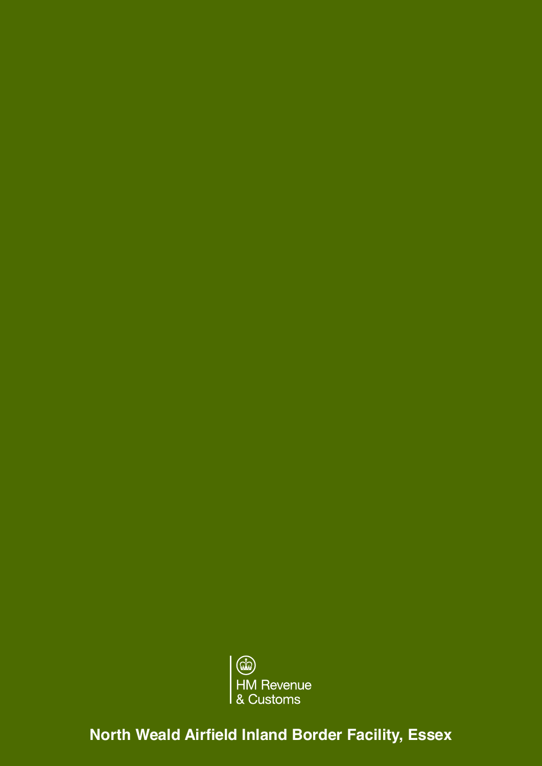HM Revenue
& Customs

**North Weald Airfield Inland Border Facility, Essex**